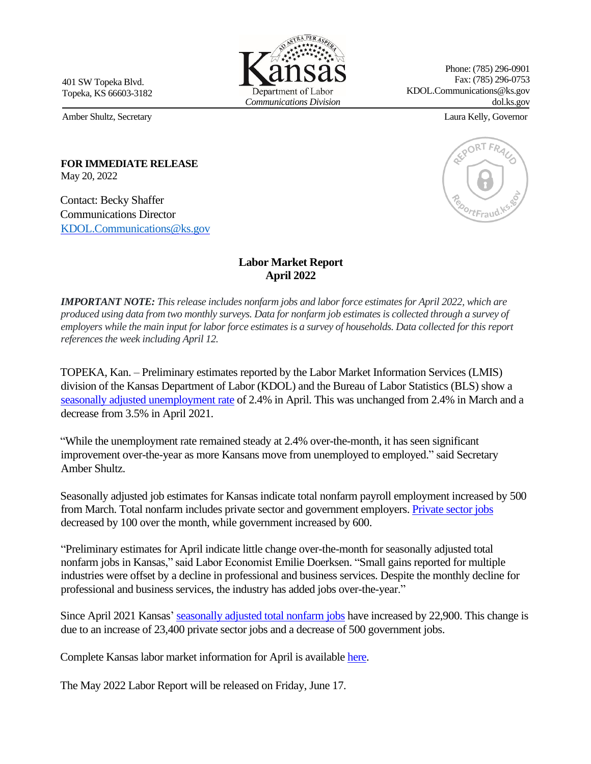401 SW Topeka Blvd.
Topeka, KS 66603-3182

Kansas Department of Labor
*Communications Division*

Phone: (785) 296-0901
Fax: (785) 296-0753
KDOL.Communications@ks.gov
dol.ks.gov

Amber Shultz, Secretary — Laura Kelly, Governor

**FOR IMMEDIATE RELEASE**
May 20, 2022

Contact: Becky Shaffer
Communications Director
KDOL.Communications@ks.gov

## Labor Market Report
## April 2022

***IMPORTANT NOTE:*** *This release includes nonfarm jobs and labor force estimates for April 2022, which are produced using data from two monthly surveys. Data for nonfarm job estimates is collected through a survey of employers while the main input for labor force estimates is a survey of households. Data collected for this report references the week including April 12.*

TOPEKA, Kan. – Preliminary estimates reported by the Labor Market Information Services (LMIS) division of the Kansas Department of Labor (KDOL) and the Bureau of Labor Statistics (BLS) show a seasonally adjusted unemployment rate of 2.4% in April. This was unchanged from 2.4% in March and a decrease from 3.5% in April 2021.

"While the unemployment rate remained steady at 2.4% over-the-month, it has seen significant improvement over-the-year as more Kansans move from unemployed to employed." said Secretary Amber Shultz.

Seasonally adjusted job estimates for Kansas indicate total nonfarm payroll employment increased by 500 from March. Total nonfarm includes private sector and government employers. Private sector jobs decreased by 100 over the month, while government increased by 600.

"Preliminary estimates for April indicate little change over-the-month for seasonally adjusted total nonfarm jobs in Kansas," said Labor Economist Emilie Doerksen. "Small gains reported for multiple industries were offset by a decline in professional and business services. Despite the monthly decline for professional and business services, the industry has added jobs over-the-year."

Since April 2021 Kansas' seasonally adjusted total nonfarm jobs have increased by 22,900. This change is due to an increase of 23,400 private sector jobs and a decrease of 500 government jobs.

Complete Kansas labor market information for April is available here.

The May 2022 Labor Report will be released on Friday, June 17.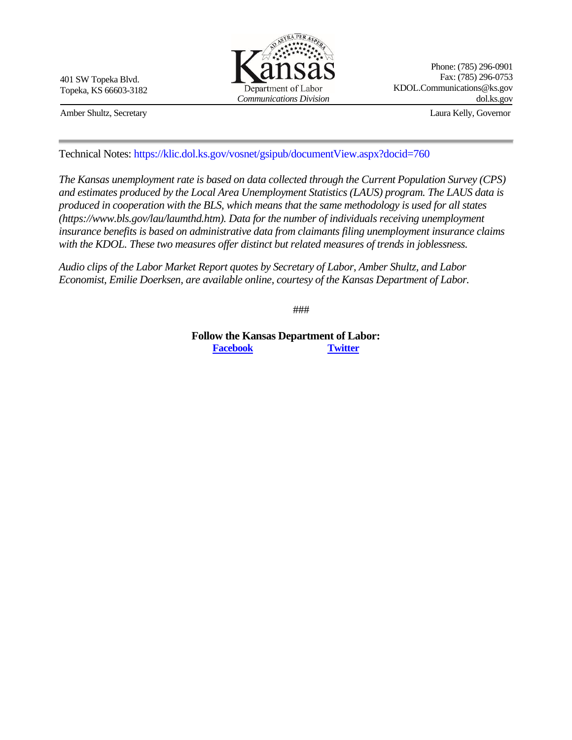401 SW Topeka Blvd.
Topeka, KS 66603-3182

Kansas Department of Labor
*Communications Division*

Phone: (785) 296-0901
Fax: (785) 296-0753
KDOL.Communications@ks.gov
dol.ks.gov

Amber Shultz, Secretary

Laura Kelly, Governor

---

Technical Notes: https://klic.dol.ks.gov/vosnet/gsipub/documentView.aspx?docid=760

*The Kansas unemployment rate is based on data collected through the Current Population Survey (CPS) and estimates produced by the Local Area Unemployment Statistics (LAUS) program. The LAUS data is produced in cooperation with the BLS, which means that the same methodology is used for all states (https://www.bls.gov/lau/laumthd.htm). Data for the number of individuals receiving unemployment insurance benefits is based on administrative data from claimants filing unemployment insurance claims with the KDOL. These two measures offer distinct but related measures of trends in joblessness.*

*Audio clips of the Labor Market Report quotes by Secretary of Labor, Amber Shultz, and Labor Economist, Emilie Doerksen, are available online, courtesy of the Kansas Department of Labor.*

###

**Follow the Kansas Department of Labor:**
**Facebook** **Twitter**